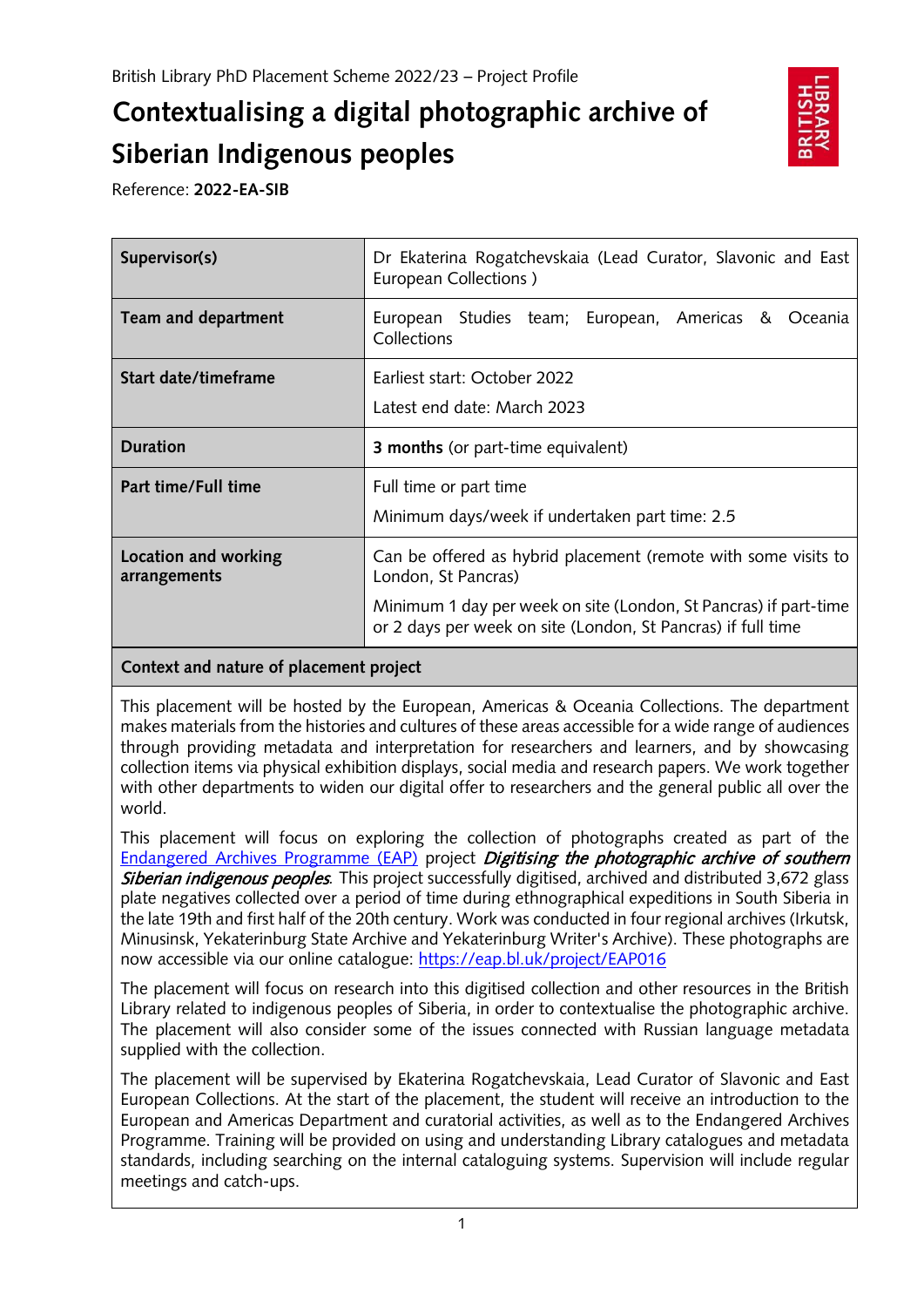British Library PhD Placement Scheme 2022/23 – Project Profile

# Contextualising a digital photographic archive of Siberian Indigenous peoples

Reference: **2022-EA-SIB**

| **Supervisor(s)** | Dr Ekaterina Rogatchevskaia (Lead Curator, Slavonic and East European Collections ) |
|---|---|
| **Team and department** | European Studies team; European, Americas & Oceania Collections |
| **Start date/timeframe** | Earliest start: October 2022<br>Latest end date: March 2023 |
| **Duration** | **3 months** (or part-time equivalent) |
| **Part time/Full time** | Full time or part time<br>Minimum days/week if undertaken part time: 2.5 |
| **Location and working arrangements** | Can be offered as hybrid placement (remote with some visits to London, St Pancras)<br>Minimum 1 day per week on site (London, St Pancras) if part-time or 2 days per week on site (London, St Pancras) if full time |

## Context and nature of placement project

This placement will be hosted by the European, Americas & Oceania Collections. The department makes materials from the histories and cultures of these areas accessible for a wide range of audiences through providing metadata and interpretation for researchers and learners, and by showcasing collection items via physical exhibition displays, social media and research papers. We work together with other departments to widen our digital offer to researchers and the general public all over the world.

This placement will focus on exploring the collection of photographs created as part of the Endangered Archives Programme (EAP) project ***Digitising the photographic archive of southern Siberian indigenous peoples***. This project successfully digitised, archived and distributed 3,672 glass plate negatives collected over a period of time during ethnographical expeditions in South Siberia in the late 19th and first half of the 20th century. Work was conducted in four regional archives (Irkutsk, Minusinsk, Yekaterinburg State Archive and Yekaterinburg Writer's Archive). These photographs are now accessible via our online catalogue: https://eap.bl.uk/project/EAP016

The placement will focus on research into this digitised collection and other resources in the British Library related to indigenous peoples of Siberia, in order to contextualise the photographic archive. The placement will also consider some of the issues connected with Russian language metadata supplied with the collection.

The placement will be supervised by Ekaterina Rogatchevskaia, Lead Curator of Slavonic and East European Collections. At the start of the placement, the student will receive an introduction to the European and Americas Department and curatorial activities, as well as to the Endangered Archives Programme. Training will be provided on using and understanding Library catalogues and metadata standards, including searching on the internal cataloguing systems. Supervision will include regular meetings and catch-ups.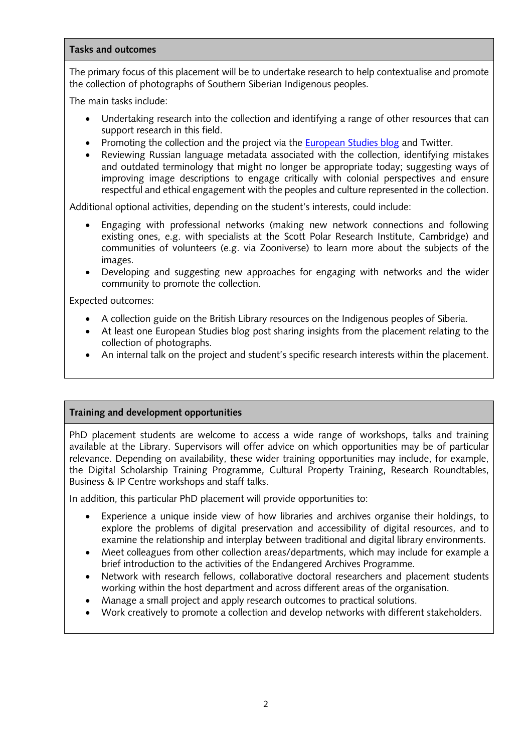## Tasks and outcomes

The primary focus of this placement will be to undertake research to help contextualise and promote the collection of photographs of Southern Siberian Indigenous peoples.

The main tasks include:

- Undertaking research into the collection and identifying a range of other resources that can support research in this field.
- Promoting the collection and the project via the European Studies blog and Twitter.
- Reviewing Russian language metadata associated with the collection, identifying mistakes and outdated terminology that might no longer be appropriate today; suggesting ways of improving image descriptions to engage critically with colonial perspectives and ensure respectful and ethical engagement with the peoples and culture represented in the collection.

Additional optional activities, depending on the student's interests, could include:

- Engaging with professional networks (making new network connections and following existing ones, e.g. with specialists at the Scott Polar Research Institute, Cambridge) and communities of volunteers (e.g. via Zooniverse) to learn more about the subjects of the images.
- Developing and suggesting new approaches for engaging with networks and the wider community to promote the collection.

Expected outcomes:

- A collection guide on the British Library resources on the Indigenous peoples of Siberia.
- At least one European Studies blog post sharing insights from the placement relating to the collection of photographs.
- An internal talk on the project and student's specific research interests within the placement.

## Training and development opportunities

PhD placement students are welcome to access a wide range of workshops, talks and training available at the Library. Supervisors will offer advice on which opportunities may be of particular relevance. Depending on availability, these wider training opportunities may include, for example, the Digital Scholarship Training Programme, Cultural Property Training, Research Roundtables, Business & IP Centre workshops and staff talks.

In addition, this particular PhD placement will provide opportunities to:

- Experience a unique inside view of how libraries and archives organise their holdings, to explore the problems of digital preservation and accessibility of digital resources, and to examine the relationship and interplay between traditional and digital library environments.
- Meet colleagues from other collection areas/departments, which may include for example a brief introduction to the activities of the Endangered Archives Programme.
- Network with research fellows, collaborative doctoral researchers and placement students working within the host department and across different areas of the organisation.
- Manage a small project and apply research outcomes to practical solutions.
- Work creatively to promote a collection and develop networks with different stakeholders.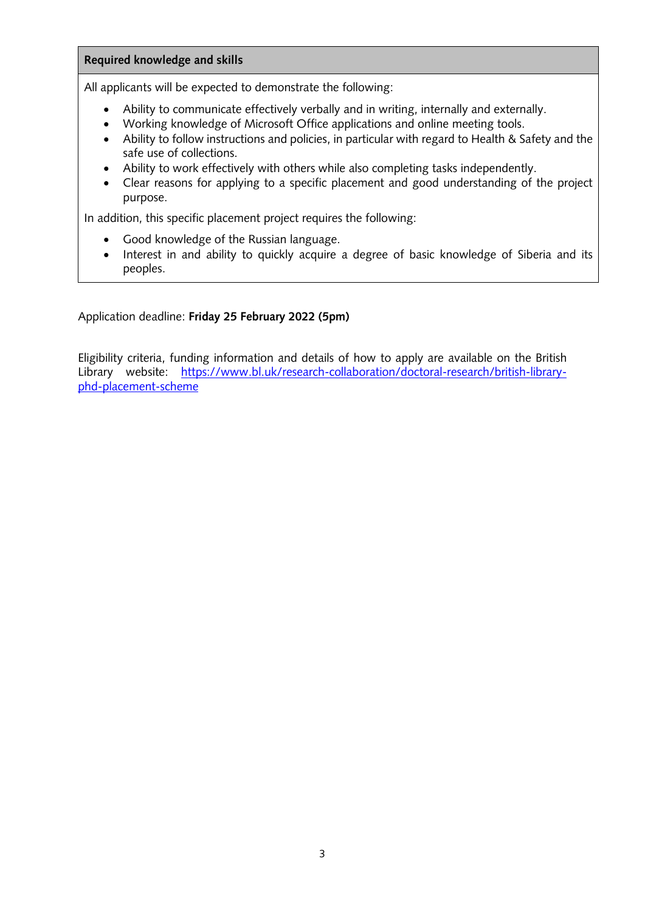**Required knowledge and skills**

All applicants will be expected to demonstrate the following:

- Ability to communicate effectively verbally and in writing, internally and externally.
- Working knowledge of Microsoft Office applications and online meeting tools.
- Ability to follow instructions and policies, in particular with regard to Health & Safety and the safe use of collections.
- Ability to work effectively with others while also completing tasks independently.
- Clear reasons for applying to a specific placement and good understanding of the project purpose.

In addition, this specific placement project requires the following:

- Good knowledge of the Russian language.
- Interest in and ability to quickly acquire a degree of basic knowledge of Siberia and its peoples.

Application deadline: **Friday 25 February 2022 (5pm)**

Eligibility criteria, funding information and details of how to apply are available on the British Library website: https://www.bl.uk/research-collaboration/doctoral-research/british-library-phd-placement-scheme